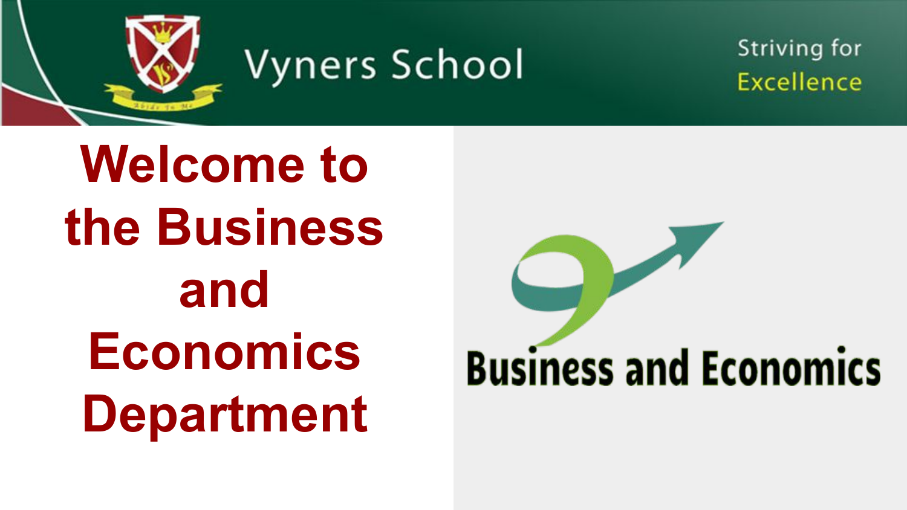Vyners School

Striving for Excellence

# Welcome to the Business and Economics Department

Business and Economics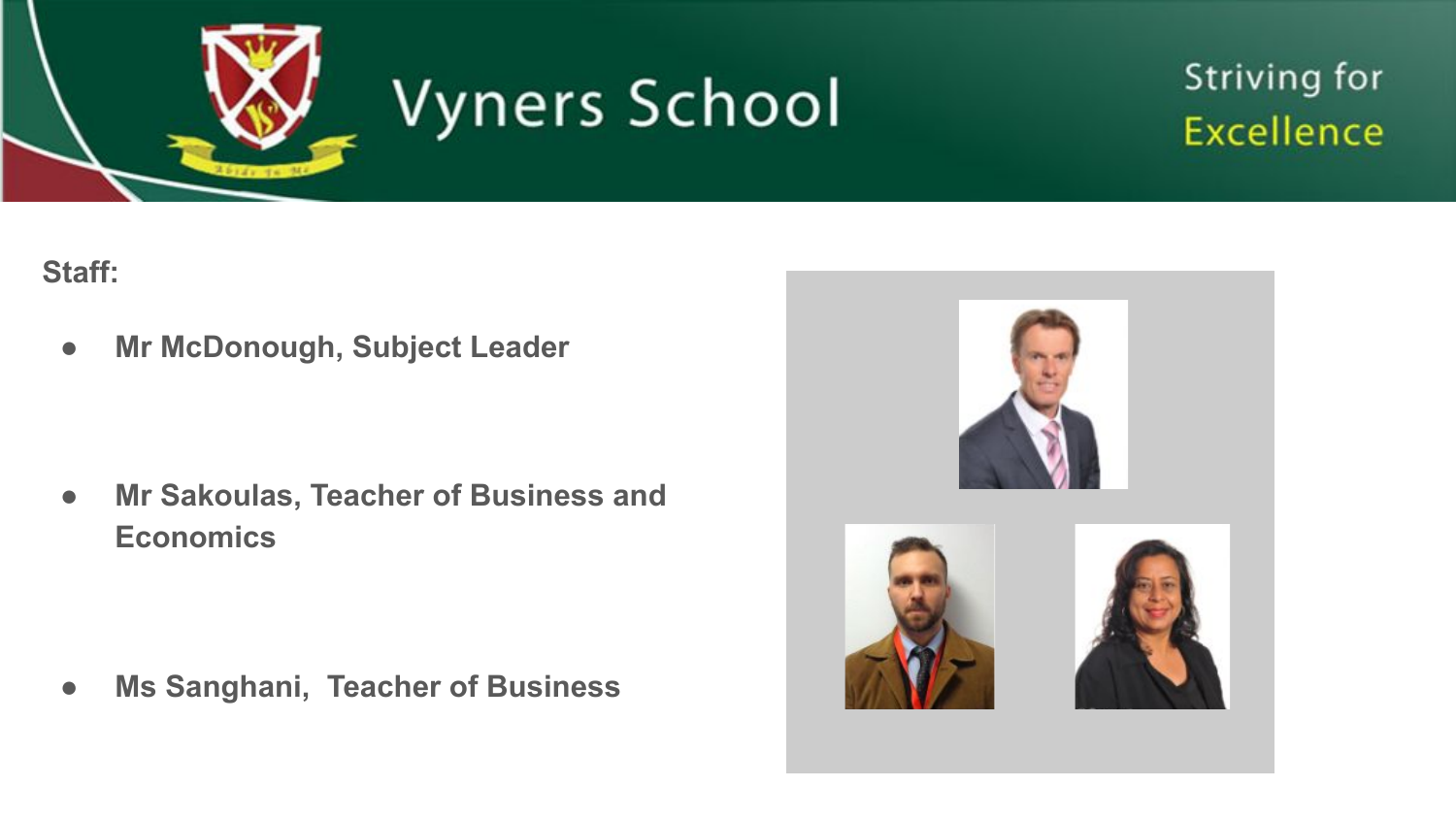Staff:

- **Mr McDonough, Subject Leader**
- **Mr Sakoulas, Teacher of Business and Economics**
- **Ms Sanghani, Teacher of Business**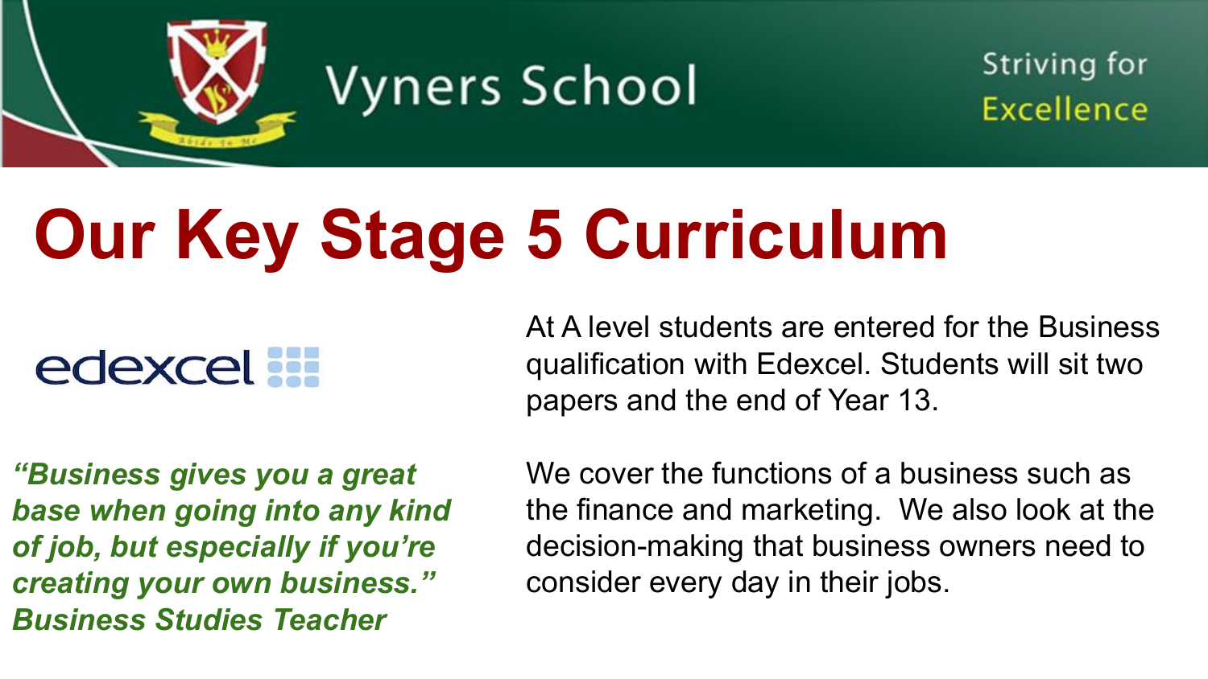Vyners School

Striving for Excellence

# Our Key Stage 5 Curriculum

edexcel

*"Business gives you a great base when going into any kind of job, but especially if you're creating your own business."*
***Business Studies Teacher***

At A level students are entered for the Business qualification with Edexcel. Students will sit two papers and the end of Year 13.

We cover the functions of a business such as the finance and marketing. We also look at the decision-making that business owners need to consider every day in their jobs.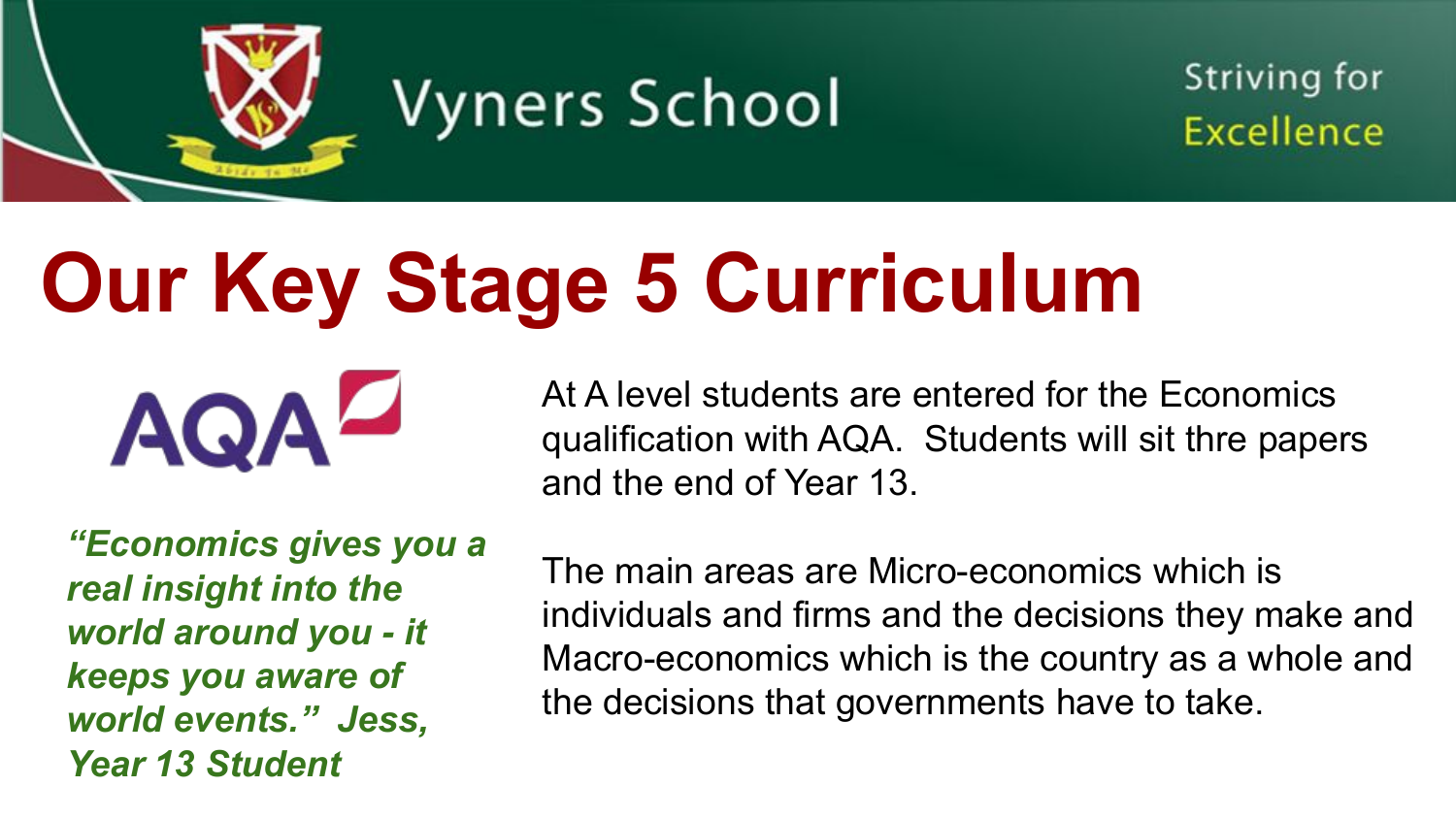Vyners School

Striving for Excellence

# Our Key Stage 5 Curriculum

AQA

***"Economics gives you a real insight into the world around you - it keeps you aware of world events." Jess, Year 13 Student***

At A level students are entered for the Economics qualification with AQA. Students will sit thre papers and the end of Year 13.

The main areas are Micro-economics which is individuals and firms and the decisions they make and Macro-economics which is the country as a whole and the decisions that governments have to take.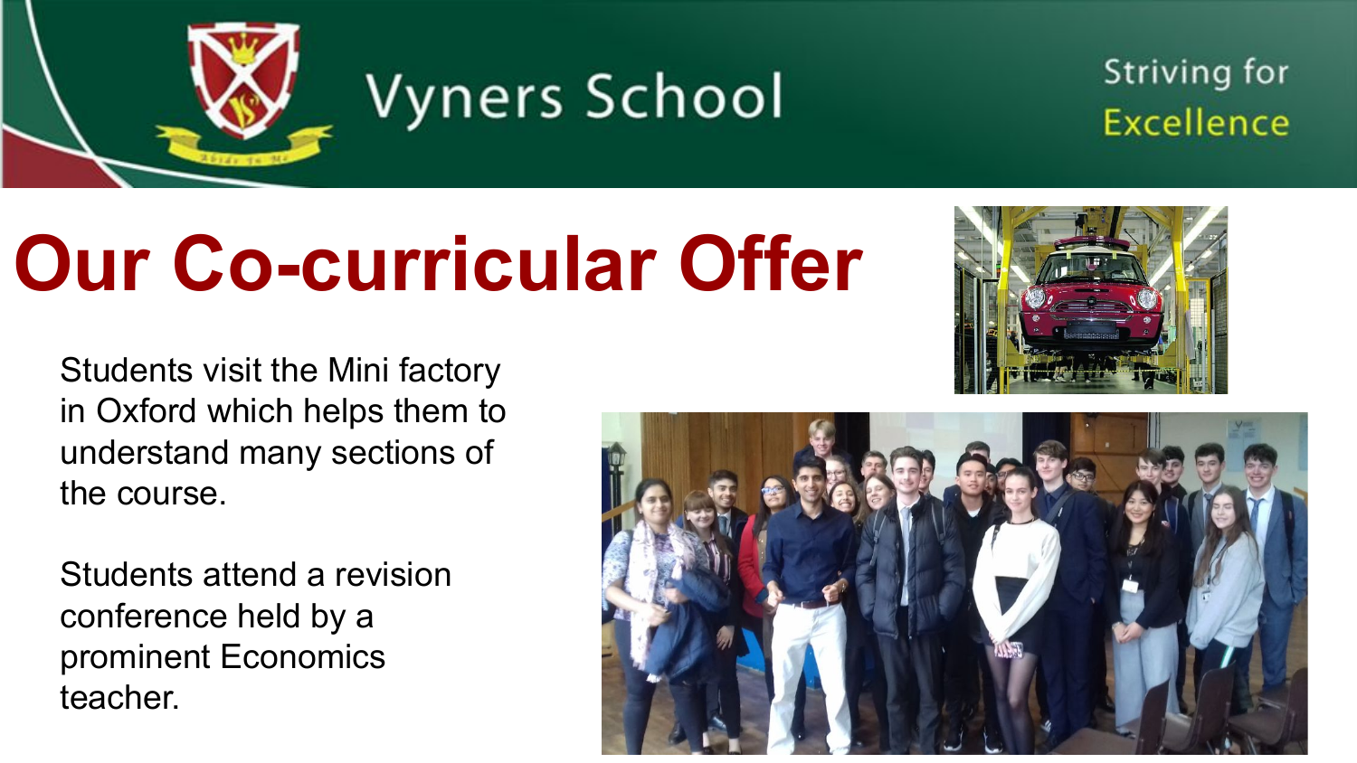Vyners School

Striving for Excellence

# Our Co-curricular Offer

Students visit the Mini factory in Oxford which helps them to understand many sections of the course.

Students attend a revision conference held by a prominent Economics teacher.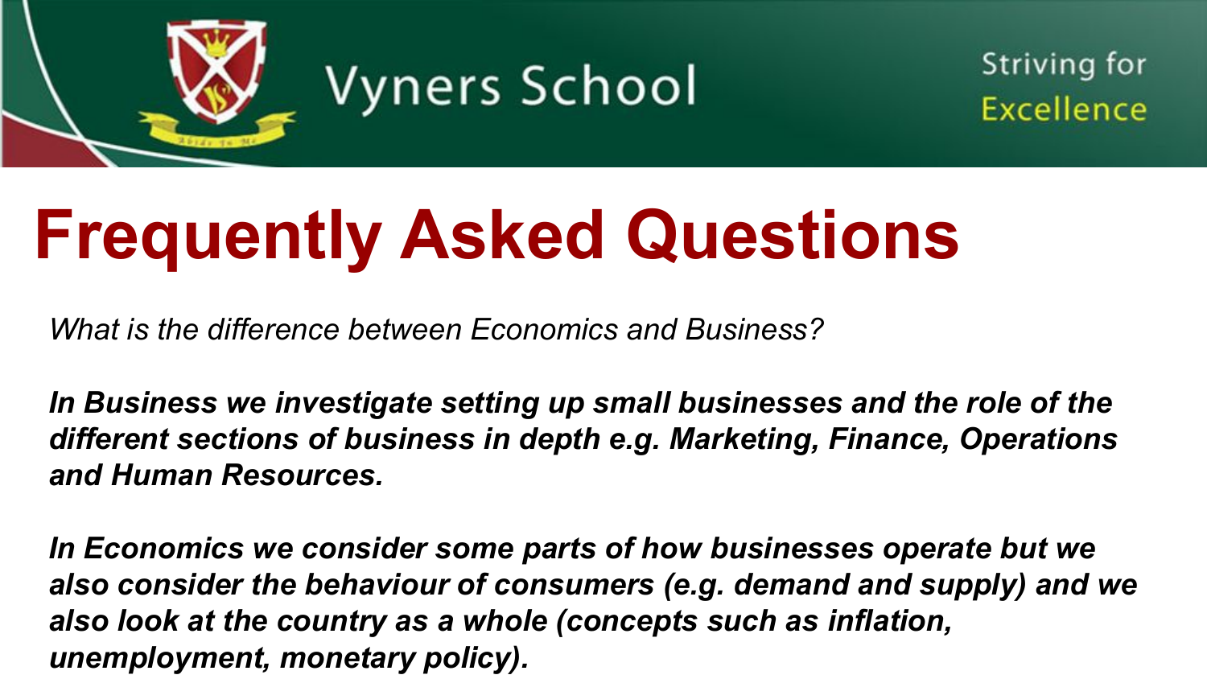Vyners School

Striving for Excellence

# Frequently Asked Questions

*What is the difference between Economics and Business?*

***In Business we investigate setting up small businesses and the role of the different sections of business in depth e.g. Marketing, Finance, Operations and Human Resources.***

***In Economics we consider some parts of how businesses operate but we also consider the behaviour of consumers (e.g. demand and supply) and we also look at the country as a whole (concepts such as inflation, unemployment, monetary policy).***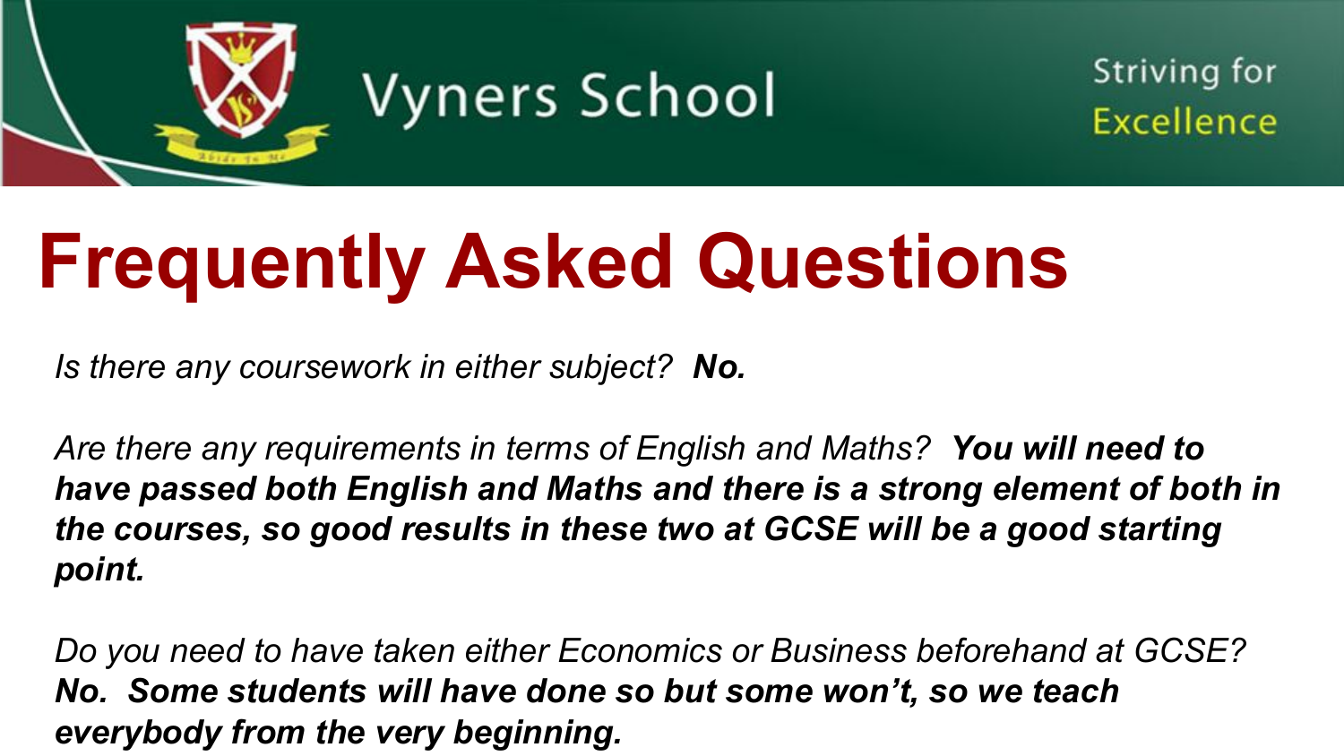# Frequently Asked Questions

*Is there any coursework in either subject?* ***No.***

*Are there any requirements in terms of English and Maths?* ***You will need to have passed both English and Maths and there is a strong element of both in the courses, so good results in these two at GCSE will be a good starting point.***

*Do you need to have taken either Economics or Business beforehand at GCSE?* ***No. Some students will have done so but some won't, so we teach everybody from the very beginning.***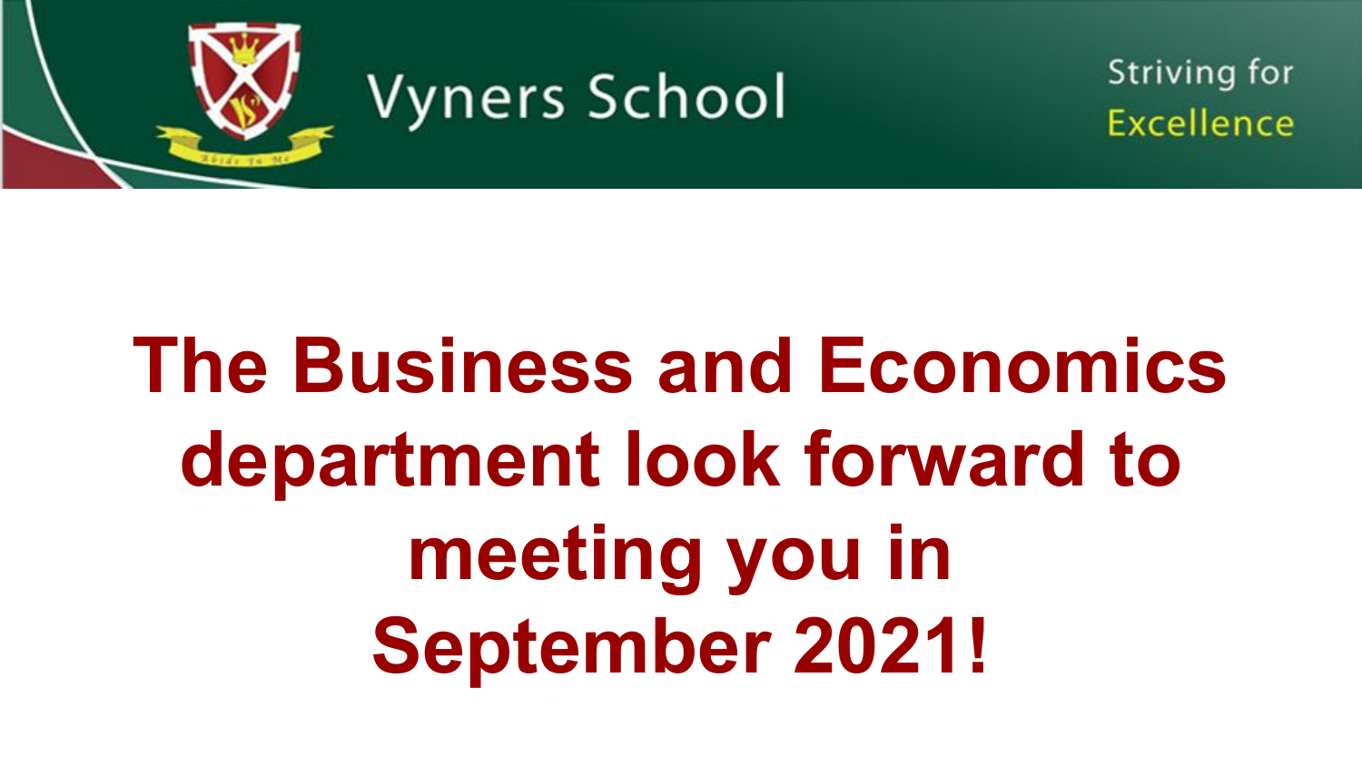Vyners School

Striving for Excellence

# The Business and Economics department look forward to meeting you in September 2021!